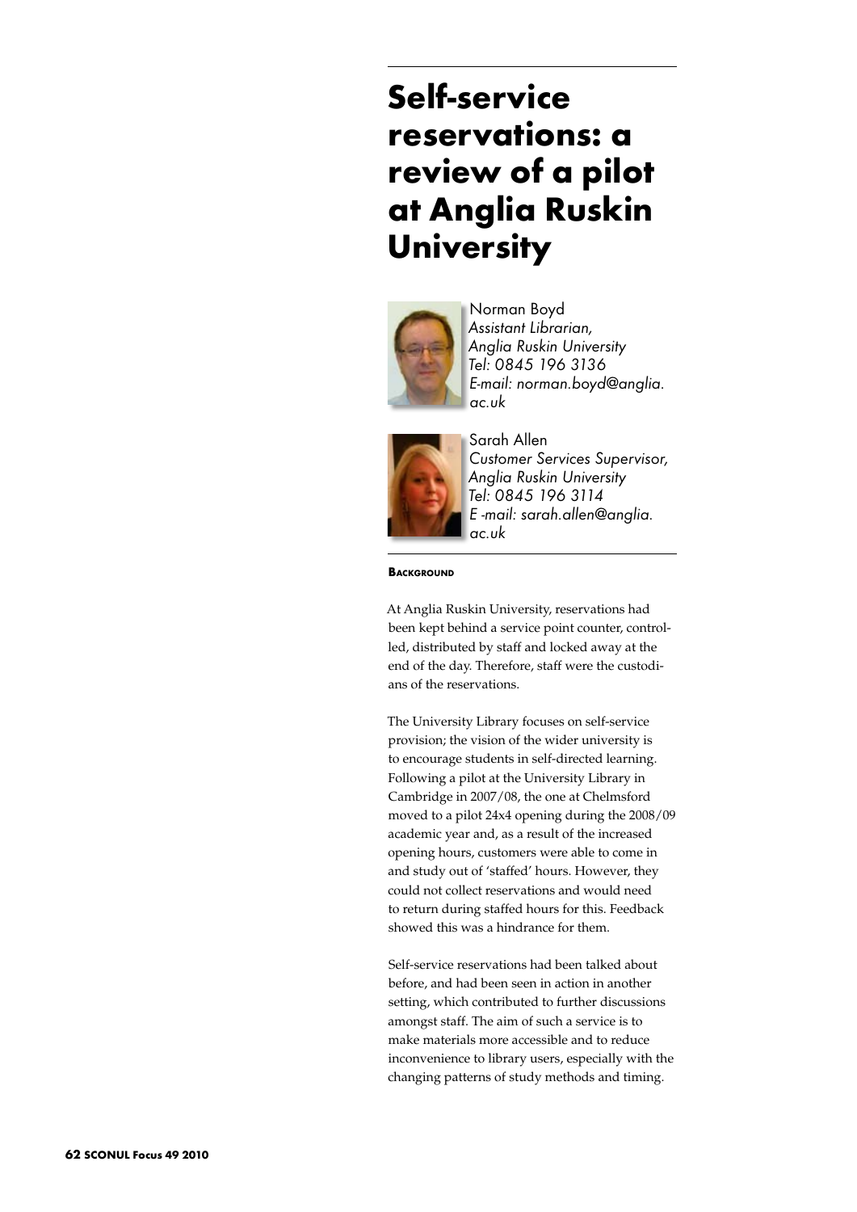# Self-service reservations: a review of a pilot at Anglia Ruskin University

Norman Boyd
*Assistant Librarian, Anglia Ruskin University*
*Tel: 0845 196 3136*
*E-mail: norman.boyd@anglia.ac.uk*

Sarah Allen
*Customer Services Supervisor, Anglia Ruskin University*
*Tel: 0845 196 3114*
*E -mail: sarah.allen@anglia.ac.uk*

## Background

At Anglia Ruskin University, reservations had been kept behind a service point counter, controlled, distributed by staff and locked away at the end of the day. Therefore, staff were the custodians of the reservations.

The University Library focuses on self-service provision; the vision of the wider university is to encourage students in self-directed learning. Following a pilot at the University Library in Cambridge in 2007/08, the one at Chelmsford moved to a pilot 24x4 opening during the 2008/09 academic year and, as a result of the increased opening hours, customers were able to come in and study out of 'staffed' hours. However, they could not collect reservations and would need to return during staffed hours for this. Feedback showed this was a hindrance for them.

Self-service reservations had been talked about before, and had been seen in action in another setting, which contributed to further discussions amongst staff. The aim of such a service is to make materials more accessible and to reduce inconvenience to library users, especially with the changing patterns of study methods and timing.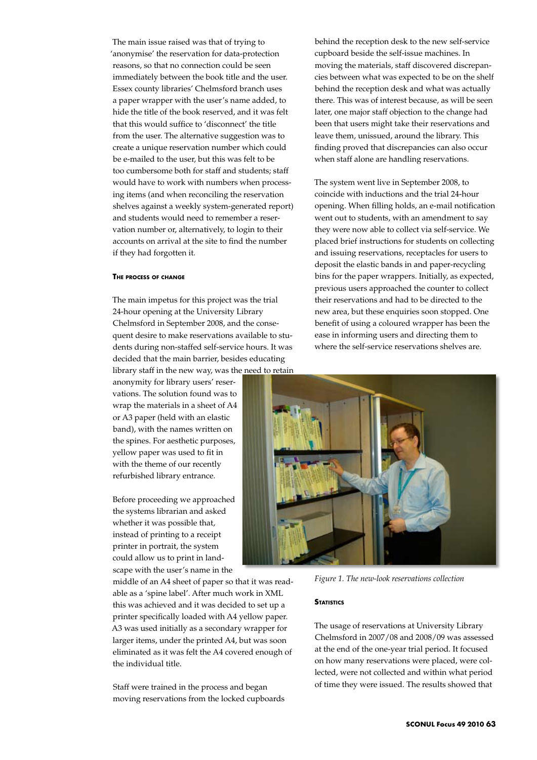The main issue raised was that of trying to 'anonymise' the reservation for data-protection reasons, so that no connection could be seen immediately between the book title and the user. Essex county libraries' Chelmsford branch uses a paper wrapper with the user's name added, to hide the title of the book reserved, and it was felt that this would suffice to 'disconnect' the title from the user. The alternative suggestion was to create a unique reservation number which could be e-mailed to the user, but this was felt to be too cumbersome both for staff and students; staff would have to work with numbers when processing items (and when reconciling the reservation shelves against a weekly system-generated report) and students would need to remember a reservation number or, alternatively, to login to their accounts on arrival at the site to find the number if they had forgotten it.

### The process of change

The main impetus for this project was the trial 24-hour opening at the University Library Chelmsford in September 2008, and the consequent desire to make reservations available to students during non-staffed self-service hours. It was decided that the main barrier, besides educating library staff in the new way, was the need to retain anonymity for library users' reservations. The solution found was to wrap the materials in a sheet of A4 or A3 paper (held with an elastic band), with the names written on the spines. For aesthetic purposes, yellow paper was used to fit in with the theme of our recently refurbished library entrance.

Before proceeding we approached the systems librarian and asked whether it was possible that, instead of printing to a receipt printer in portrait, the system could allow us to print in landscape with the user's name in the middle of an A4 sheet of paper so that it was readable as a 'spine label'. After much work in XML this was achieved and it was decided to set up a printer specifically loaded with A4 yellow paper. A3 was used initially as a secondary wrapper for larger items, under the printed A4, but was soon eliminated as it was felt the A4 covered enough of the individual title.

Staff were trained in the process and began moving reservations from the locked cupboards behind the reception desk to the new self-service cupboard beside the self-issue machines. In moving the materials, staff discovered discrepancies between what was expected to be on the shelf behind the reception desk and what was actually there. This was of interest because, as will be seen later, one major staff objection to the change had been that users might take their reservations and leave them, unissued, around the library. This finding proved that discrepancies can also occur when staff alone are handling reservations.

The system went live in September 2008, to coincide with inductions and the trial 24-hour opening. When filling holds, an e-mail notification went out to students, with an amendment to say they were now able to collect via self-service. We placed brief instructions for students on collecting and issuing reservations, receptacles for users to deposit the elastic bands in and paper-recycling bins for the paper wrappers. Initially, as expected, previous users approached the counter to collect their reservations and had to be directed to the new area, but these enquiries soon stopped. One benefit of using a coloured wrapper has been the ease in informing users and directing them to where the self-service reservations shelves are.

*Figure 1. The new-look reservations collection*

### Statistics

The usage of reservations at University Library Chelmsford in 2007/08 and 2008/09 was assessed at the end of the one-year trial period. It focused on how many reservations were placed, were collected, were not collected and within what period of time they were issued. The results showed that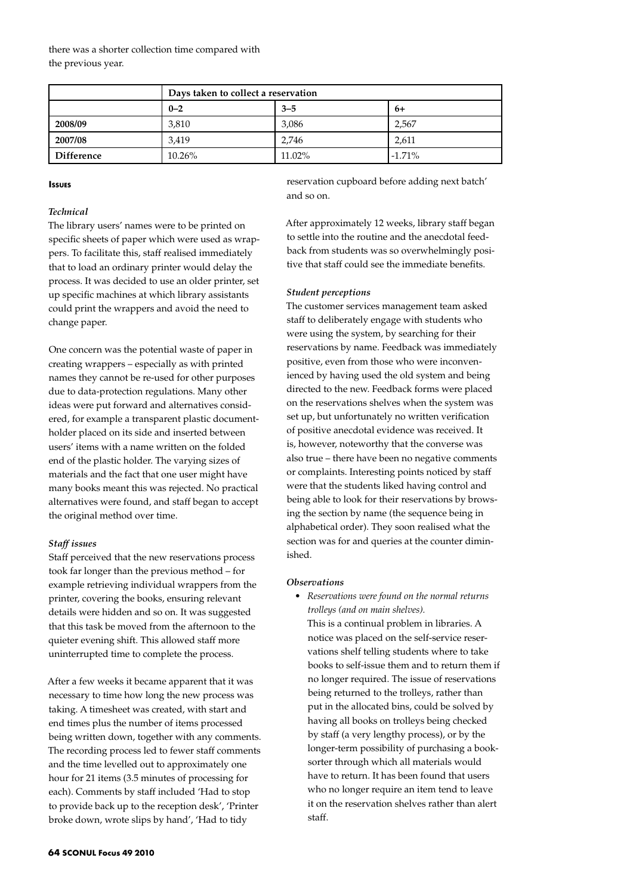there was a shorter collection time compared with the previous year.

| | Days taken to collect a reservation | | |
|---|---|---|---|
| | 0–2 | 3–5 | 6+ |
| **2008/09** | 3,810 | 3,086 | 2,567 |
| **2007/08** | 3,419 | 2,746 | 2,611 |
| **Difference** | 10.26% | 11.02% | -1.71% |

## Issues

### *Technical*

The library users' names were to be printed on specific sheets of paper which were used as wrappers. To facilitate this, staff realised immediately that to load an ordinary printer would delay the process. It was decided to use an older printer, set up specific machines at which library assistants could print the wrappers and avoid the need to change paper.

One concern was the potential waste of paper in creating wrappers – especially as with printed names they cannot be re-used for other purposes due to data-protection regulations. Many other ideas were put forward and alternatives considered, for example a transparent plastic document-holder placed on its side and inserted between users' items with a name written on the folded end of the plastic holder. The varying sizes of materials and the fact that one user might have many books meant this was rejected. No practical alternatives were found, and staff began to accept the original method over time.

### *Staff issues*

Staff perceived that the new reservations process took far longer than the previous method – for example retrieving individual wrappers from the printer, covering the books, ensuring relevant details were hidden and so on. It was suggested that this task be moved from the afternoon to the quieter evening shift. This allowed staff more uninterrupted time to complete the process.

After a few weeks it became apparent that it was necessary to time how long the new process was taking. A timesheet was created, with start and end times plus the number of items processed being written down, together with any comments. The recording process led to fewer staff comments and the time levelled out to approximately one hour for 21 items (3.5 minutes of processing for each). Comments by staff included 'Had to stop to provide back up to the reception desk', 'Printer broke down, wrote slips by hand', 'Had to tidy reservation cupboard before adding next batch' and so on.

After approximately 12 weeks, library staff began to settle into the routine and the anecdotal feedback from students was so overwhelmingly positive that staff could see the immediate benefits.

### *Student perceptions*

The customer services management team asked staff to deliberately engage with students who were using the system, by searching for their reservations by name. Feedback was immediately positive, even from those who were inconvenienced by having used the old system and being directed to the new. Feedback forms were placed on the reservations shelves when the system was set up, but unfortunately no written verification of positive anecdotal evidence was received. It is, however, noteworthy that the converse was also true – there have been no negative comments or complaints. Interesting points noticed by staff were that the students liked having control and being able to look for their reservations by browsing the section by name (the sequence being in alphabetical order). They soon realised what the section was for and queries at the counter diminished.

### *Observations*

- *Reservations were found on the normal returns trolleys (and on main shelves).*

  This is a continual problem in libraries. A notice was placed on the self-service reservations shelf telling students where to take books to self-issue them and to return them if no longer required. The issue of reservations being returned to the trolleys, rather than put in the allocated bins, could be solved by having all books on trolleys being checked by staff (a very lengthy process), or by the longer-term possibility of purchasing a book-sorter through which all materials would have to return. It has been found that users who no longer require an item tend to leave it on the reservation shelves rather than alert staff.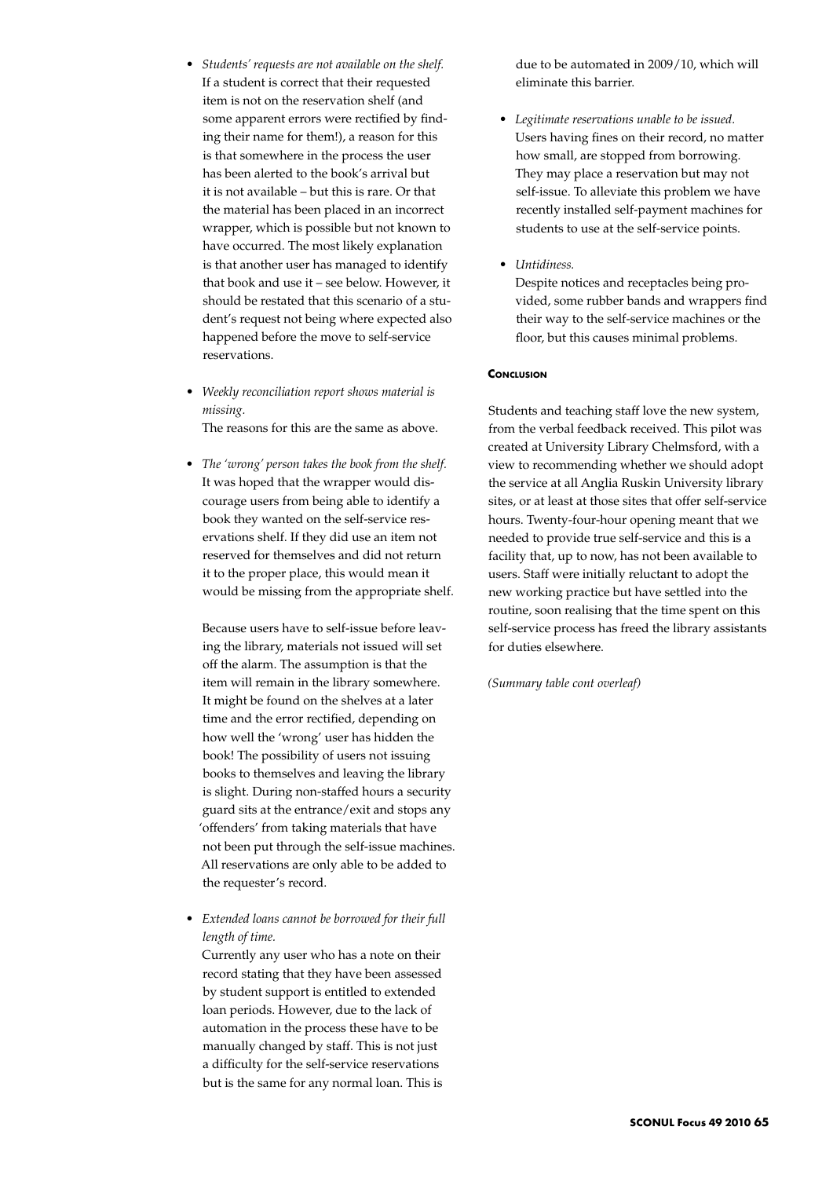- *Students' requests are not available on the shelf.* If a student is correct that their requested item is not on the reservation shelf (and some apparent errors were rectified by finding their name for them!), a reason for this is that somewhere in the process the user has been alerted to the book's arrival but it is not available – but this is rare. Or that the material has been placed in an incorrect wrapper, which is possible but not known to have occurred. The most likely explanation is that another user has managed to identify that book and use it – see below. However, it should be restated that this scenario of a student's request not being where expected also happened before the move to self-service reservations.

- *Weekly reconciliation report shows material is missing.*
  The reasons for this are the same as above.

- *The 'wrong' person takes the book from the shelf.* It was hoped that the wrapper would discourage users from being able to identify a book they wanted on the self-service reservations shelf. If they did use an item not reserved for themselves and did not return it to the proper place, this would mean it would be missing from the appropriate shelf.

  Because users have to self-issue before leaving the library, materials not issued will set off the alarm. The assumption is that the item will remain in the library somewhere. It might be found on the shelves at a later time and the error rectified, depending on how well the 'wrong' user has hidden the book! The possibility of users not issuing books to themselves and leaving the library is slight. During non-staffed hours a security guard sits at the entrance/exit and stops any 'offenders' from taking materials that have not been put through the self-issue machines. All reservations are only able to be added to the requester's record.

- *Extended loans cannot be borrowed for their full length of time.*
  Currently any user who has a note on their record stating that they have been assessed by student support is entitled to extended loan periods. However, due to the lack of automation in the process these have to be manually changed by staff. This is not just a difficulty for the self-service reservations but is the same for any normal loan. This is due to be automated in 2009/10, which will eliminate this barrier.

- *Legitimate reservations unable to be issued.* Users having fines on their record, no matter how small, are stopped from borrowing. They may place a reservation but may not self-issue. To alleviate this problem we have recently installed self-payment machines for students to use at the self-service points.

- *Untidiness.*
  Despite notices and receptacles being provided, some rubber bands and wrappers find their way to the self-service machines or the floor, but this causes minimal problems.

#### Conclusion

Students and teaching staff love the new system, from the verbal feedback received. This pilot was created at University Library Chelmsford, with a view to recommending whether we should adopt the service at all Anglia Ruskin University library sites, or at least at those sites that offer self-service hours. Twenty-four-hour opening meant that we needed to provide true self-service and this is a facility that, up to now, has not been available to users. Staff were initially reluctant to adopt the new working practice but have settled into the routine, soon realising that the time spent on this self-service process has freed the library assistants for duties elsewhere.

*(Summary table cont overleaf)*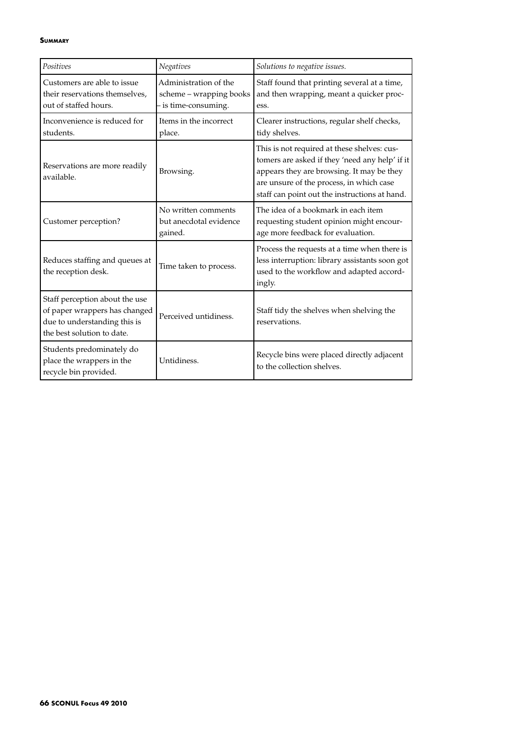**Summary**

| *Positives* | *Negatives* | *Solutions to negative issues.* |
|---|---|---|
| Customers are able to issue their reservations themselves, out of staffed hours. | Administration of the scheme – wrapping books – is time-consuming. | Staff found that printing several at a time, and then wrapping, meant a quicker process. |
| Inconvenience is reduced for students. | Items in the incorrect place. | Clearer instructions, regular shelf checks, tidy shelves. |
| Reservations are more readily available. | Browsing. | This is not required at these shelves: customers are asked if they 'need any help' if it appears they are browsing. It may be they are unsure of the process, in which case staff can point out the instructions at hand. |
| Customer perception? | No written comments but anecdotal evidence gained. | The idea of a bookmark in each item requesting student opinion might encourage more feedback for evaluation. |
| Reduces staffing and queues at the reception desk. | Time taken to process. | Process the requests at a time when there is less interruption: library assistants soon got used to the workflow and adapted accordingly. |
| Staff perception about the use of paper wrappers has changed due to understanding this is the best solution to date. | Perceived untidiness. | Staff tidy the shelves when shelving the reservations. |
| Students predominately do place the wrappers in the recycle bin provided. | Untidiness. | Recycle bins were placed directly adjacent to the collection shelves. |